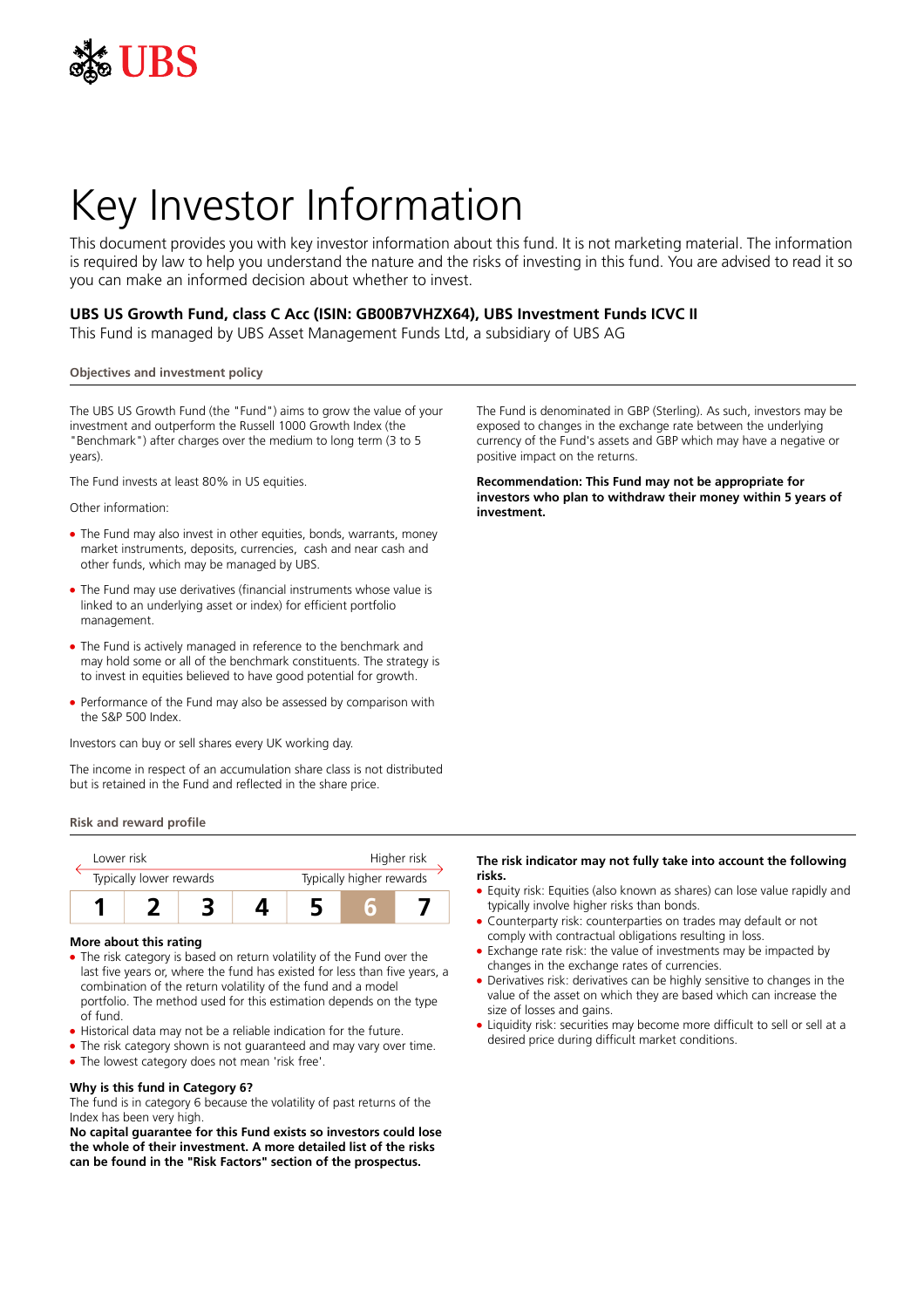UBS

# Key Investor Information

This document provides you with key investor information about this fund. It is not marketing material. The information is required by law to help you understand the nature and the risks of investing in this fund. You are advised to read it so you can make an informed decision about whether to invest.

**UBS US Growth Fund, class C Acc (ISIN: GB00B7VHZX64), UBS Investment Funds ICVC II**

This Fund is managed by UBS Asset Management Funds Ltd, a subsidiary of UBS AG

## Objectives and investment policy

The UBS US Growth Fund (the "Fund") aims to grow the value of your investment and outperform the Russell 1000 Growth Index (the "Benchmark") after charges over the medium to long term (3 to 5 years).

The Fund invests at least 80% in US equities.

Other information:

- The Fund may also invest in other equities, bonds, warrants, money market instruments, deposits, currencies, cash and near cash and other funds, which may be managed by UBS.
- The Fund may use derivatives (financial instruments whose value is linked to an underlying asset or index) for efficient portfolio management.
- The Fund is actively managed in reference to the benchmark and may hold some or all of the benchmark constituents. The strategy is to invest in equities believed to have good potential for growth.
- Performance of the Fund may also be assessed by comparison with the S&P 500 Index.

Investors can buy or sell shares every UK working day.

The income in respect of an accumulation share class is not distributed but is retained in the Fund and reflected in the share price.

The Fund is denominated in GBP (Sterling). As such, investors may be exposed to changes in the exchange rate between the underlying currency of the Fund's assets and GBP which may have a negative or positive impact on the returns.

**Recommendation: This Fund may not be appropriate for investors who plan to withdraw their money within 5 years of investment.**

## Risk and reward profile

| Lower risk | | | | | | Higher risk |
|---|---|---|---|---|---|---|
| Typically lower rewards | | | | | | Typically higher rewards |
| 1 | 2 | 3 | 4 | 5 | **6** | 7 |

**More about this rating**

- The risk category is based on return volatility of the Fund over the last five years or, where the fund has existed for less than five years, a combination of the return volatility of the fund and a model portfolio. The method used for this estimation depends on the type of fund.
- Historical data may not be a reliable indication for the future.
- The risk category shown is not guaranteed and may vary over time.
- The lowest category does not mean 'risk free'.

**Why is this fund in Category 6?**

The fund is in category 6 because the volatility of past returns of the Index has been very high.

**No capital guarantee for this Fund exists so investors could lose the whole of their investment. A more detailed list of the risks can be found in the "Risk Factors" section of the prospectus.**

**The risk indicator may not fully take into account the following risks.**

- Equity risk: Equities (also known as shares) can lose value rapidly and typically involve higher risks than bonds.
- Counterparty risk: counterparties on trades may default or not comply with contractual obligations resulting in loss.
- Exchange rate risk: the value of investments may be impacted by changes in the exchange rates of currencies.
- Derivatives risk: derivatives can be highly sensitive to changes in the value of the asset on which they are based which can increase the size of losses and gains.
- Liquidity risk: securities may become more difficult to sell or sell at a desired price during difficult market conditions.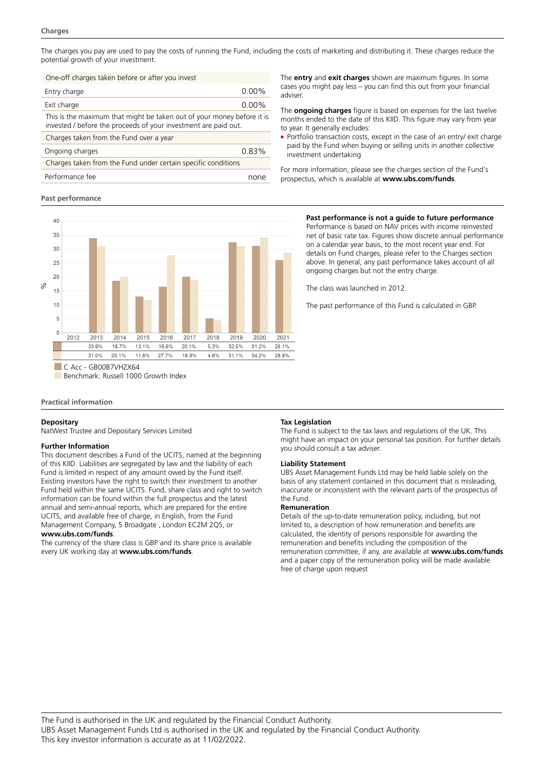## Charges

The charges you pay are used to pay the costs of running the Fund, including the costs of marketing and distributing it. These charges reduce the potential growth of your investment.

| One-off charges taken before or after you invest | |
|---|---|
| Entry charge | 0.00% |
| Exit charge | 0.00% |
| This is the maximum that might be taken out of your money before it is invested / before the proceeds of your investment are paid out. | |
| **Charges taken from the Fund over a year** | |
| Ongoing charges | 0.83% |
| **Charges taken from the Fund under certain specific conditions** | |
| Performance fee | none |

The **entry** and **exit charges** shown are maximum figures. In some cases you might pay less – you can find this out from your financial adviser.

The **ongoing charges** figure is based on expenses for the last twelve months ended to the date of this KIID. This figure may vary from year to year. It generally excludes:

- Portfolio transaction costs, except in the case of an entry/ exit charge paid by the Fund when buying or selling units in another collective investment undertaking

For more information, please see the charges section of the Fund's prospectus, which is available at **www.ubs.com/funds**.

## Past performance

%
40
35
30
25
20
15
10
5
0

2012 2013 2014 2015 2016 2017 2018 2019 2020 2021

33.9% 18.7% 13.1% 16.6% 20.1% 5.3% 32.5% 31.2% 26.1%

31.0% 20.1% 11.8% 27.7% 18.9% 4.6% 31.1% 34.2% 28.8%

C Acc - GB00B7VHZX64

Benchmark: Russell 1000 Growth Index

**Past performance is not a guide to future performance**
Performance is based on NAV prices with income reinvested net of basic rate tax. Figures show discrete annual performance on a calendar year basis, to the most recent year end. For details on Fund charges, please refer to the Charges section above. In general, any past performance takes account of all ongoing charges but not the entry charge.

The class was launched in 2012.

The past performance of this Fund is calculated in GBP.

## Practical information

**Depositary**
NatWest Trustee and Depositary Services Limited

**Further Information**
This document describes a Fund of the UCITS, named at the beginning of this KIID. Liabilities are segregated by law and the liability of each Fund is limited in respect of any amount owed by the Fund itself. Existing investors have the right to switch their investment to another Fund held within the same UCITS. Fund, share class and right to switch information can be found within the full prospectus and the latest annual and semi-annual reports, which are prepared for the entire UCITS, and available free of charge, in English, from the Fund Management Company, 5 Broadgate , London EC2M 2QS, or **www.ubs.com/funds**.
The currency of the share class is GBP and its share price is available every UK working day at **www.ubs.com/funds**.

**Tax Legislation**
The Fund is subject to the tax laws and regulations of the UK. This might have an impact on your personal tax position. For further details you should consult a tax adviser.

**Liability Statement**
UBS Asset Management Funds Ltd may be held liable solely on the basis of any statement contained in this document that is misleading, inaccurate or inconsistent with the relevant parts of the prospectus of the Fund.

**Remuneration**.
Details of the up-to-date remuneration policy, including, but not limited to, a description of how remuneration and benefits are calculated, the identity of persons responsible for awarding the remuneration and benefits including the composition of the remuneration committee, if any, are available at **www.ubs.com/funds** and a paper copy of the remuneration policy will be made available free of charge upon request

The Fund is authorised in the UK and regulated by the Financial Conduct Authority.
UBS Asset Management Funds Ltd is authorised in the UK and regulated by the Financial Conduct Authority.
This key investor information is accurate as at 11/02/2022.